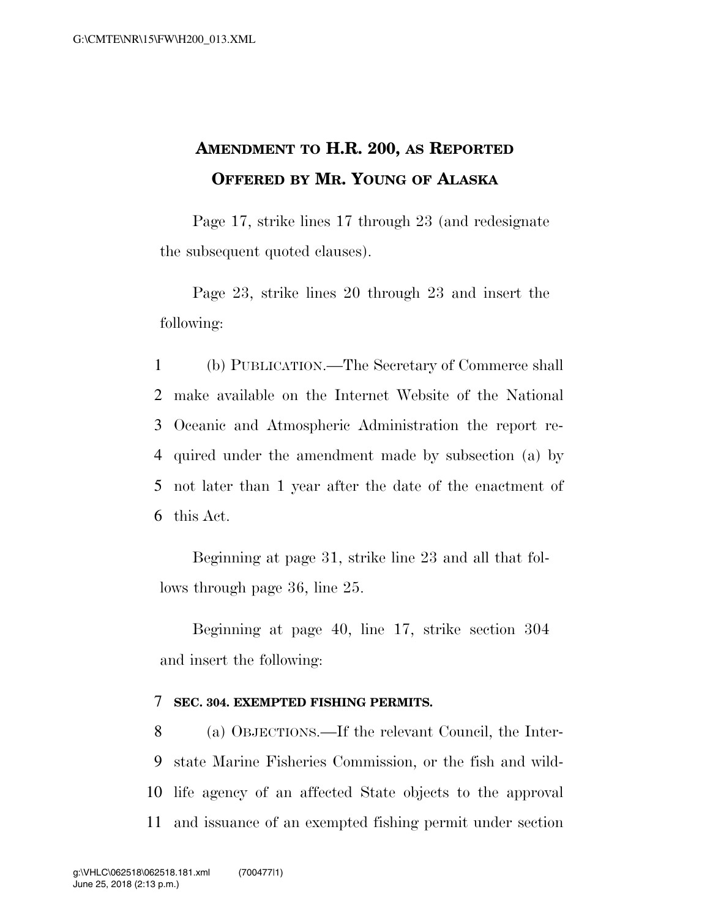# AMENDMENT TO H.R. 200, AS REPORTED OFFERED BY MR. YOUNG OF ALASKA

Page 17, strike lines 17 through 23 (and redesignate the subsequent quoted clauses).

Page 23, strike lines 20 through 23 and insert the following:

1 (b) PUBLICATION.—The Secretary of Commerce shall
2 make available on the Internet Website of the National
3 Oceanic and Atmospheric Administration the report re-
4 quired under the amendment made by subsection (a) by
5 not later than 1 year after the date of the enactment of
6 this Act.

Beginning at page 31, strike line 23 and all that follows through page 36, line 25.

Beginning at page 40, line 17, strike section 304 and insert the following:

7 **SEC. 304. EXEMPTED FISHING PERMITS.**

8 (a) OBJECTIONS.—If the relevant Council, the Inter-
9 state Marine Fisheries Commission, or the fish and wild-
10 life agency of an affected State objects to the approval
11 and issuance of an exempted fishing permit under section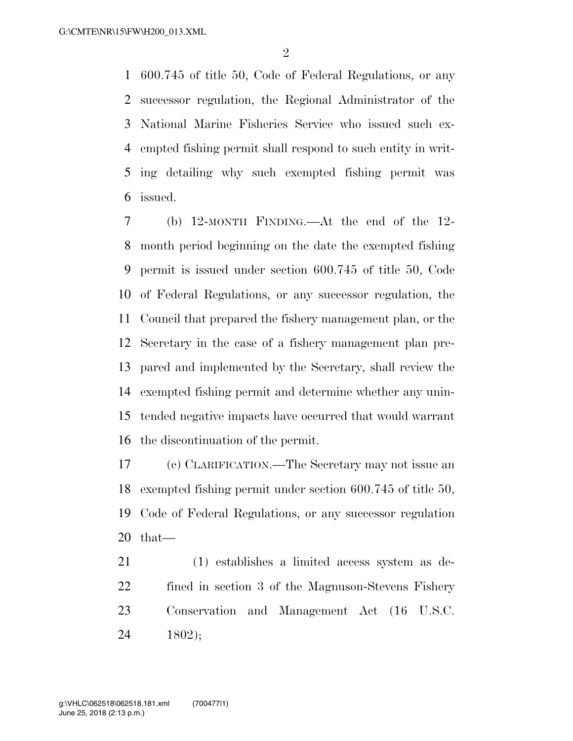600.745 of title 50, Code of Federal Regulations, or any successor regulation, the Regional Administrator of the National Marine Fisheries Service who issued such exempted fishing permit shall respond to such entity in writing detailing why such exempted fishing permit was issued.

(b) 12-MONTH FINDING.—At the end of the 12-month period beginning on the date the exempted fishing permit is issued under section 600.745 of title 50, Code of Federal Regulations, or any successor regulation, the Council that prepared the fishery management plan, or the Secretary in the case of a fishery management plan prepared and implemented by the Secretary, shall review the exempted fishing permit and determine whether any unintended negative impacts have occurred that would warrant the discontinuation of the permit.

(c) CLARIFICATION.—The Secretary may not issue an exempted fishing permit under section 600.745 of title 50, Code of Federal Regulations, or any successor regulation that—

(1) establishes a limited access system as defined in section 3 of the Magnuson-Stevens Fishery Conservation and Management Act (16 U.S.C. 1802);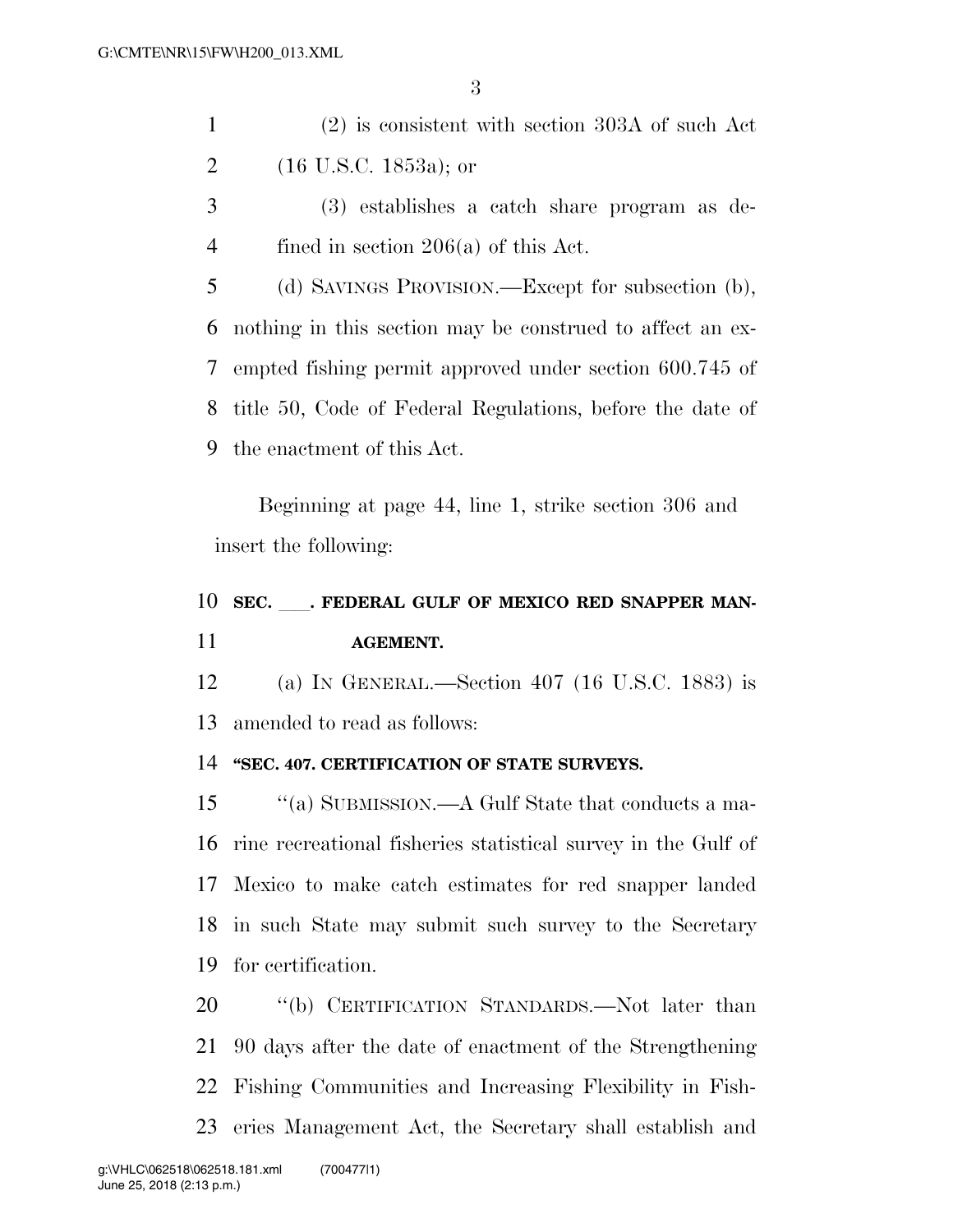(2) is consistent with section 303A of such Act (16 U.S.C. 1853a); or

(3) establishes a catch share program as defined in section 206(a) of this Act.

(d) SAVINGS PROVISION.—Except for subsection (b), nothing in this section may be construed to affect an exempted fishing permit approved under section 600.745 of title 50, Code of Federal Regulations, before the date of the enactment of this Act.

Beginning at page 44, line 1, strike section 306 and insert the following:

**SEC. \_\_\_\_. FEDERAL GULF OF MEXICO RED SNAPPER MANAGEMENT.**

(a) IN GENERAL.—Section 407 (16 U.S.C. 1883) is amended to read as follows:

**"SEC. 407. CERTIFICATION OF STATE SURVEYS.**

"(a) SUBMISSION.—A Gulf State that conducts a marine recreational fisheries statistical survey in the Gulf of Mexico to make catch estimates for red snapper landed in such State may submit such survey to the Secretary for certification.

"(b) CERTIFICATION STANDARDS.—Not later than 90 days after the date of enactment of the Strengthening Fishing Communities and Increasing Flexibility in Fisheries Management Act, the Secretary shall establish and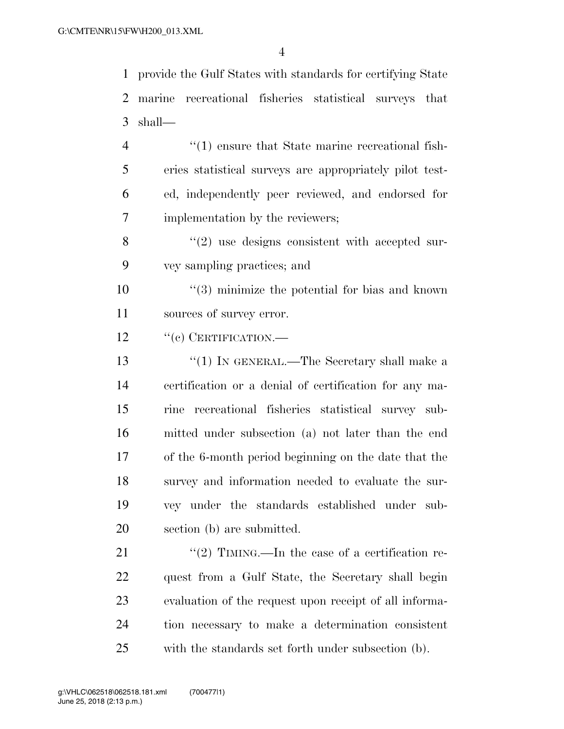provide the Gulf States with standards for certifying State marine recreational fisheries statistical surveys that shall—

"(1) ensure that State marine recreational fisheries statistical surveys are appropriately pilot tested, independently peer reviewed, and endorsed for implementation by the reviewers;

"(2) use designs consistent with accepted survey sampling practices; and

"(3) minimize the potential for bias and known sources of survey error.

"(c) CERTIFICATION.—

"(1) IN GENERAL.—The Secretary shall make a certification or a denial of certification for any marine recreational fisheries statistical survey submitted under subsection (a) not later than the end of the 6-month period beginning on the date that the survey and information needed to evaluate the survey under the standards established under subsection (b) are submitted.

"(2) TIMING.—In the case of a certification request from a Gulf State, the Secretary shall begin evaluation of the request upon receipt of all information necessary to make a determination consistent with the standards set forth under subsection (b).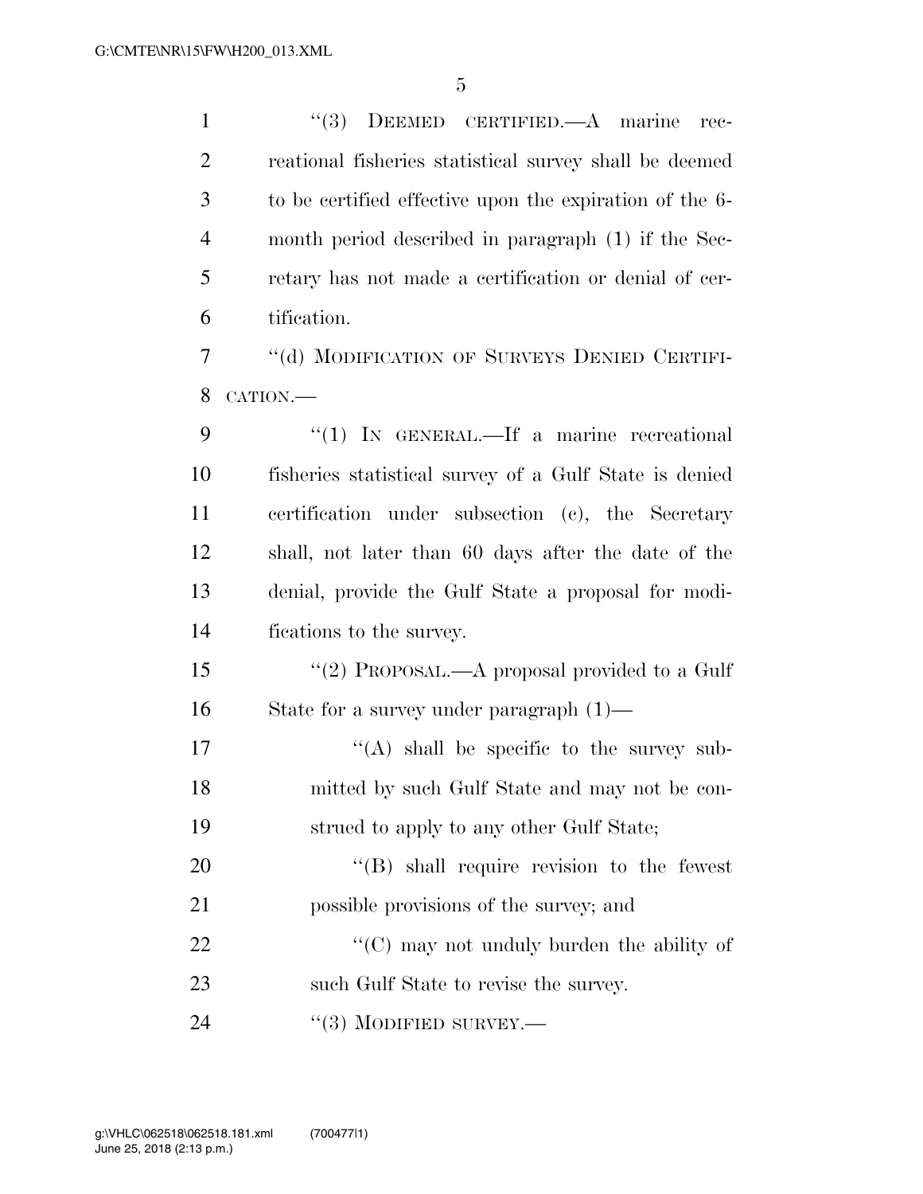"(3) DEEMED CERTIFIED.—A marine recreational fisheries statistical survey shall be deemed to be certified effective upon the expiration of the 6-month period described in paragraph (1) if the Secretary has not made a certification or denial of certification.

"(d) MODIFICATION OF SURVEYS DENIED CERTIFICATION.—

"(1) IN GENERAL.—If a marine recreational fisheries statistical survey of a Gulf State is denied certification under subsection (c), the Secretary shall, not later than 60 days after the date of the denial, provide the Gulf State a proposal for modifications to the survey.

"(2) PROPOSAL.—A proposal provided to a Gulf State for a survey under paragraph (1)—

"(A) shall be specific to the survey submitted by such Gulf State and may not be construed to apply to any other Gulf State;

"(B) shall require revision to the fewest possible provisions of the survey; and

"(C) may not unduly burden the ability of such Gulf State to revise the survey.

"(3) MODIFIED SURVEY.—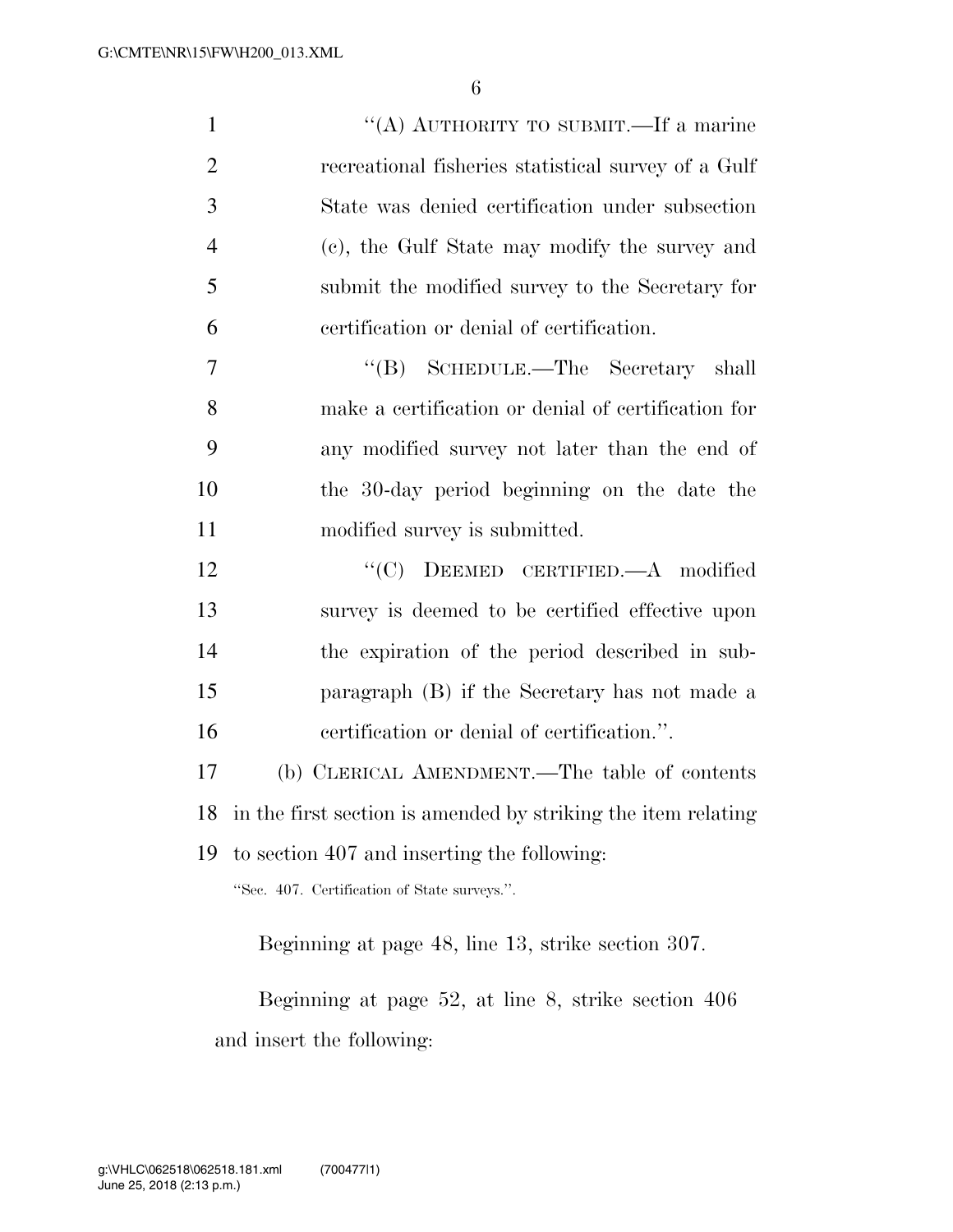"(A) AUTHORITY TO SUBMIT.—If a marine recreational fisheries statistical survey of a Gulf State was denied certification under subsection (c), the Gulf State may modify the survey and submit the modified survey to the Secretary for certification or denial of certification.

"(B) SCHEDULE.—The Secretary shall make a certification or denial of certification for any modified survey not later than the end of the 30-day period beginning on the date the modified survey is submitted.

"(C) DEEMED CERTIFIED.—A modified survey is deemed to be certified effective upon the expiration of the period described in subparagraph (B) if the Secretary has not made a certification or denial of certification.".

(b) CLERICAL AMENDMENT.—The table of contents in the first section is amended by striking the item relating to section 407 and inserting the following:

"Sec. 407. Certification of State surveys.".

Beginning at page 48, line 13, strike section 307.

Beginning at page 52, at line 8, strike section 406 and insert the following: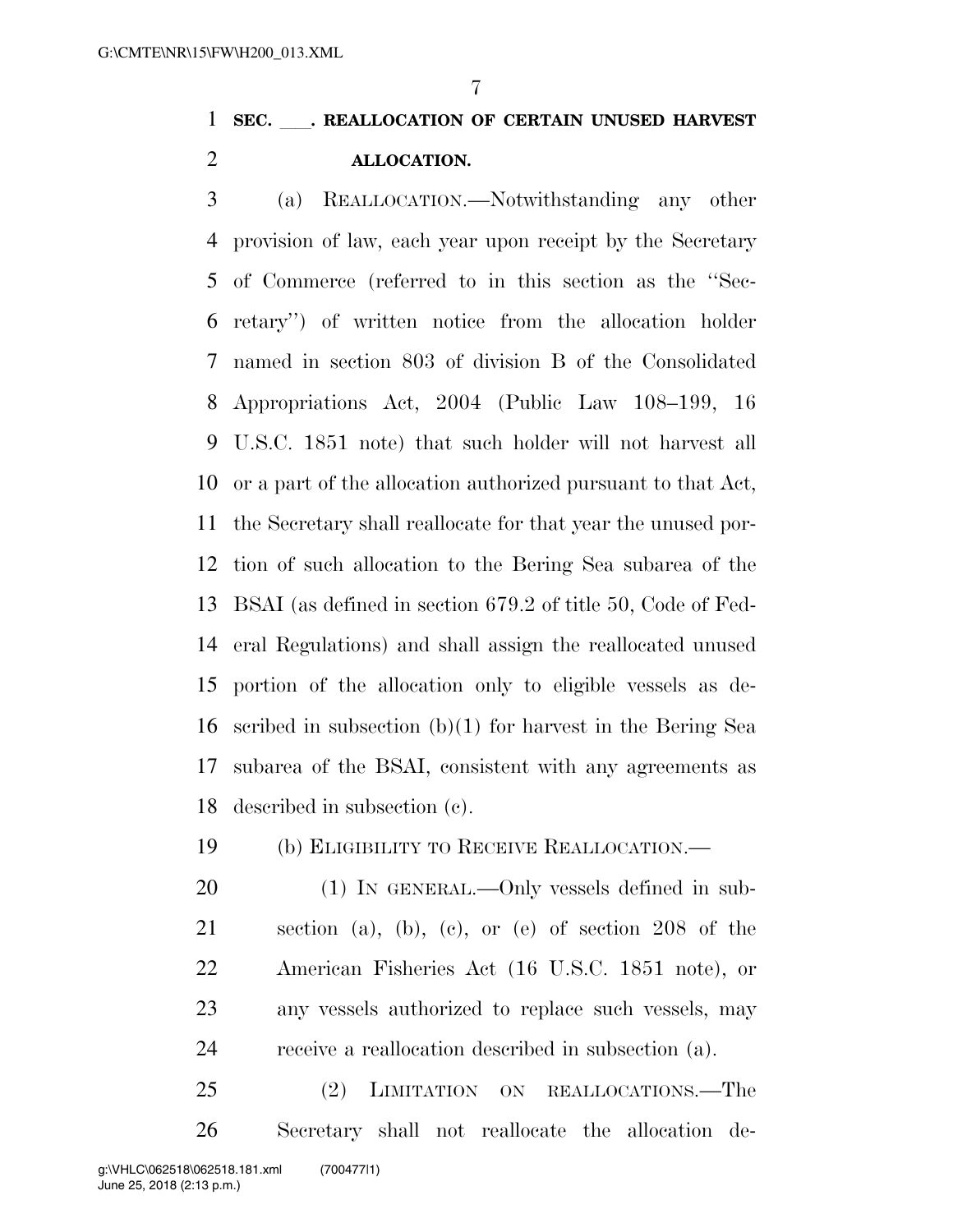**SEC. \_\_\_\_. REALLOCATION OF CERTAIN UNUSED HARVEST ALLOCATION.**

(a) REALLOCATION.—Notwithstanding any other provision of law, each year upon receipt by the Secretary of Commerce (referred to in this section as the ''Secretary'') of written notice from the allocation holder named in section 803 of division B of the Consolidated Appropriations Act, 2004 (Public Law 108–199, 16 U.S.C. 1851 note) that such holder will not harvest all or a part of the allocation authorized pursuant to that Act, the Secretary shall reallocate for that year the unused portion of such allocation to the Bering Sea subarea of the BSAI (as defined in section 679.2 of title 50, Code of Federal Regulations) and shall assign the reallocated unused portion of the allocation only to eligible vessels as described in subsection (b)(1) for harvest in the Bering Sea subarea of the BSAI, consistent with any agreements as described in subsection (c).

(b) ELIGIBILITY TO RECEIVE REALLOCATION.—

(1) IN GENERAL.—Only vessels defined in subsection (a), (b), (c), or (e) of section 208 of the American Fisheries Act (16 U.S.C. 1851 note), or any vessels authorized to replace such vessels, may receive a reallocation described in subsection (a).

(2) LIMITATION ON REALLOCATIONS.—The Secretary shall not reallocate the allocation de-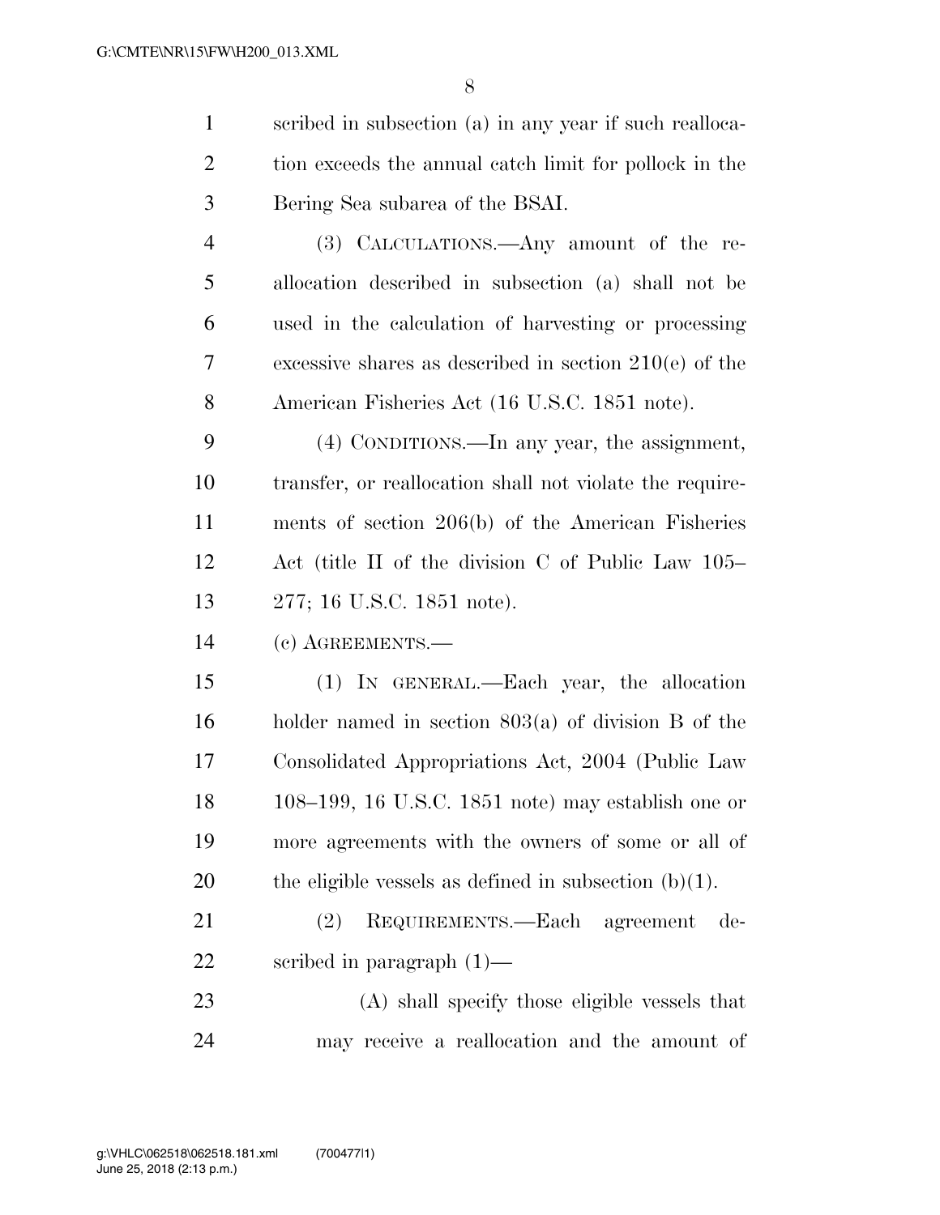scribed in subsection (a) in any year if such reallocation exceeds the annual catch limit for pollock in the Bering Sea subarea of the BSAI.

(3) CALCULATIONS.—Any amount of the reallocation described in subsection (a) shall not be used in the calculation of harvesting or processing excessive shares as described in section 210(e) of the American Fisheries Act (16 U.S.C. 1851 note).

(4) CONDITIONS.—In any year, the assignment, transfer, or reallocation shall not violate the requirements of section 206(b) of the American Fisheries Act (title II of the division C of Public Law 105–277; 16 U.S.C. 1851 note).

(c) AGREEMENTS.—

(1) IN GENERAL.—Each year, the allocation holder named in section 803(a) of division B of the Consolidated Appropriations Act, 2004 (Public Law 108–199, 16 U.S.C. 1851 note) may establish one or more agreements with the owners of some or all of the eligible vessels as defined in subsection (b)(1).

(2) REQUIREMENTS.—Each agreement described in paragraph (1)—

(A) shall specify those eligible vessels that may receive a reallocation and the amount of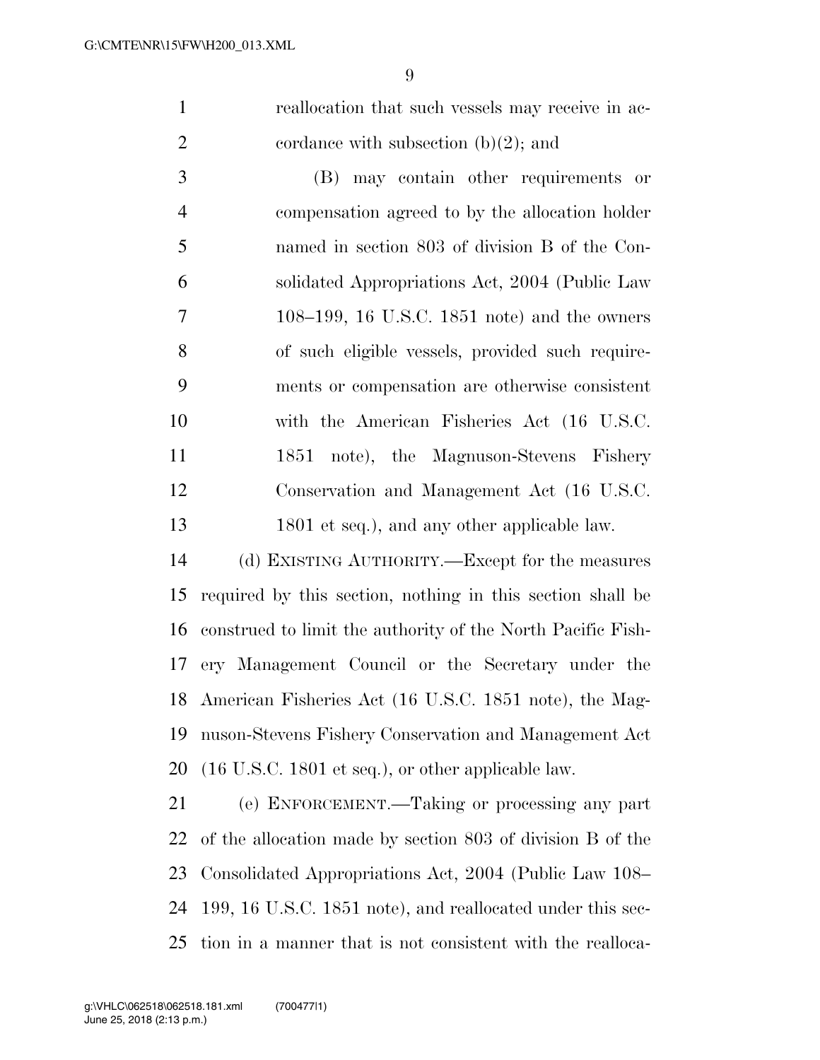reallocation that such vessels may receive in accordance with subsection (b)(2); and

(B) may contain other requirements or compensation agreed to by the allocation holder named in section 803 of division B of the Consolidated Appropriations Act, 2004 (Public Law 108–199, 16 U.S.C. 1851 note) and the owners of such eligible vessels, provided such requirements or compensation are otherwise consistent with the American Fisheries Act (16 U.S.C. 1851 note), the Magnuson-Stevens Fishery Conservation and Management Act (16 U.S.C. 1801 et seq.), and any other applicable law.

(d) EXISTING AUTHORITY.—Except for the measures required by this section, nothing in this section shall be construed to limit the authority of the North Pacific Fishery Management Council or the Secretary under the American Fisheries Act (16 U.S.C. 1851 note), the Magnuson-Stevens Fishery Conservation and Management Act (16 U.S.C. 1801 et seq.), or other applicable law.

(e) ENFORCEMENT.—Taking or processing any part of the allocation made by section 803 of division B of the Consolidated Appropriations Act, 2004 (Public Law 108–199, 16 U.S.C. 1851 note), and reallocated under this section in a manner that is not consistent with the realloca-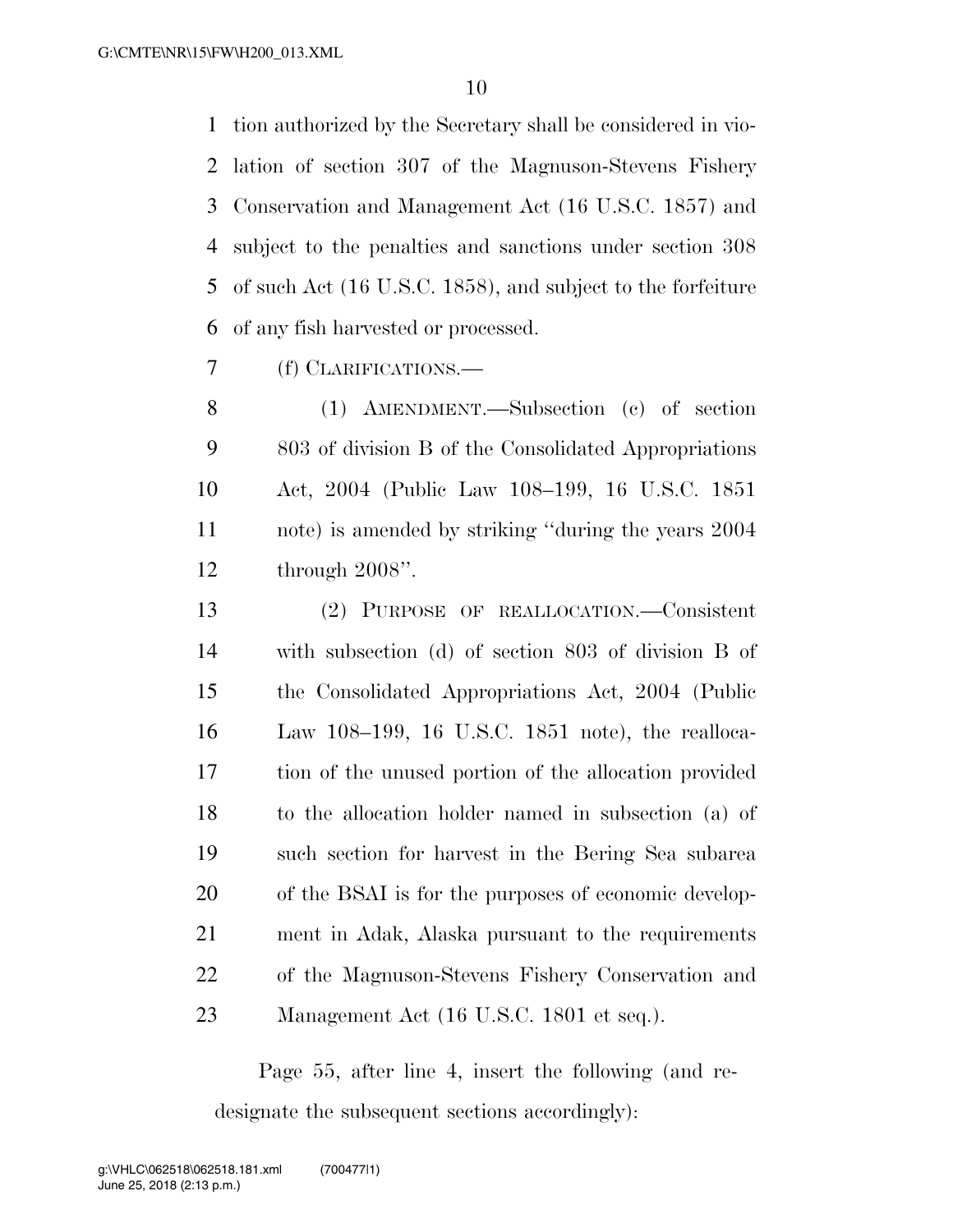tion authorized by the Secretary shall be considered in violation of section 307 of the Magnuson-Stevens Fishery Conservation and Management Act (16 U.S.C. 1857) and subject to the penalties and sanctions under section 308 of such Act (16 U.S.C. 1858), and subject to the forfeiture of any fish harvested or processed.

(f) CLARIFICATIONS.—

(1) AMENDMENT.—Subsection (c) of section 803 of division B of the Consolidated Appropriations Act, 2004 (Public Law 108–199, 16 U.S.C. 1851 note) is amended by striking "during the years 2004 through 2008".

(2) PURPOSE OF REALLOCATION.—Consistent with subsection (d) of section 803 of division B of the Consolidated Appropriations Act, 2004 (Public Law 108–199, 16 U.S.C. 1851 note), the reallocation of the unused portion of the allocation provided to the allocation holder named in subsection (a) of such section for harvest in the Bering Sea subarea of the BSAI is for the purposes of economic development in Adak, Alaska pursuant to the requirements of the Magnuson-Stevens Fishery Conservation and Management Act (16 U.S.C. 1801 et seq.).

Page 55, after line 4, insert the following (and redesignate the subsequent sections accordingly):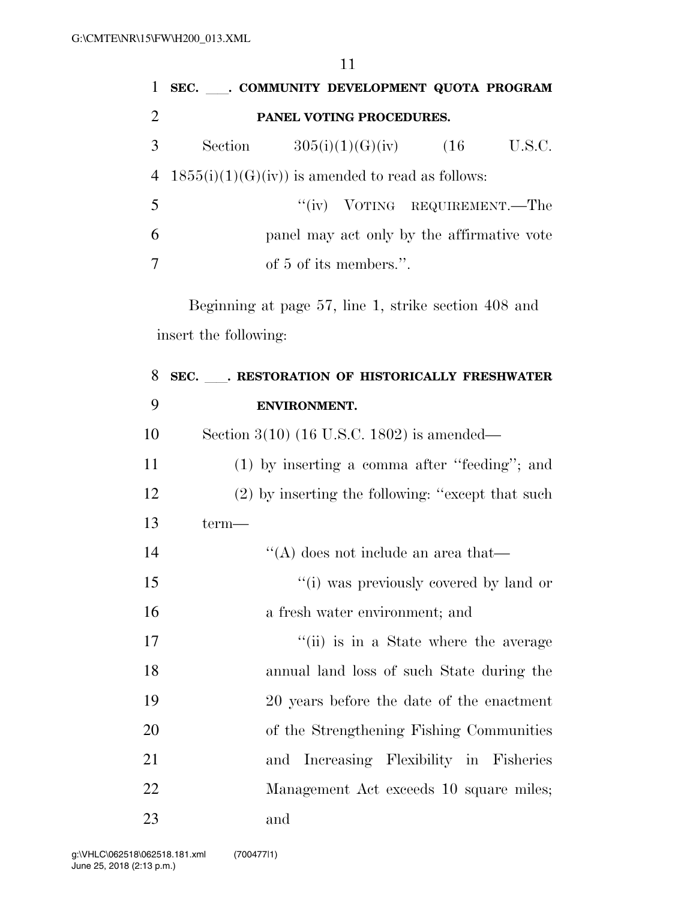**SEC. ___. COMMUNITY DEVELOPMENT QUOTA PROGRAM PANEL VOTING PROCEDURES.**

Section 305(i)(1)(G)(iv) (16 U.S.C. 1855(i)(1)(G)(iv)) is amended to read as follows:

> ''(iv) VOTING REQUIREMENT.—The panel may act only by the affirmative vote of 5 of its members.''.

Beginning at page 57, line 1, strike section 408 and insert the following:

**SEC. ___. RESTORATION OF HISTORICALLY FRESHWATER ENVIRONMENT.**

Section 3(10) (16 U.S.C. 1802) is amended—

(1) by inserting a comma after ''feeding''; and

(2) by inserting the following: ''except that such term—

> ''(A) does not include an area that—
>
> > ''(i) was previously covered by land or a fresh water environment; and
> >
> > ''(ii) is in a State where the average annual land loss of such State during the 20 years before the date of the enactment of the Strengthening Fishing Communities and Increasing Flexibility in Fisheries Management Act exceeds 10 square miles; and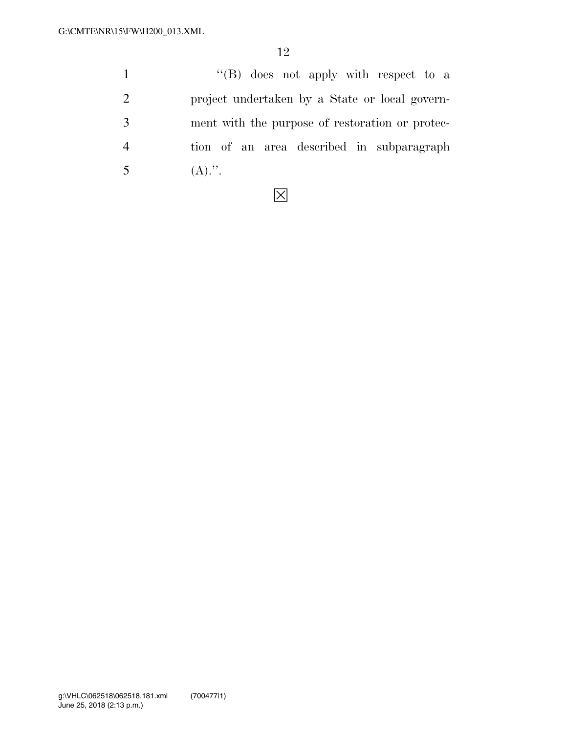"(B) does not apply with respect to a project undertaken by a State or local government with the purpose of restoration or protection of an area described in subparagraph (A).".